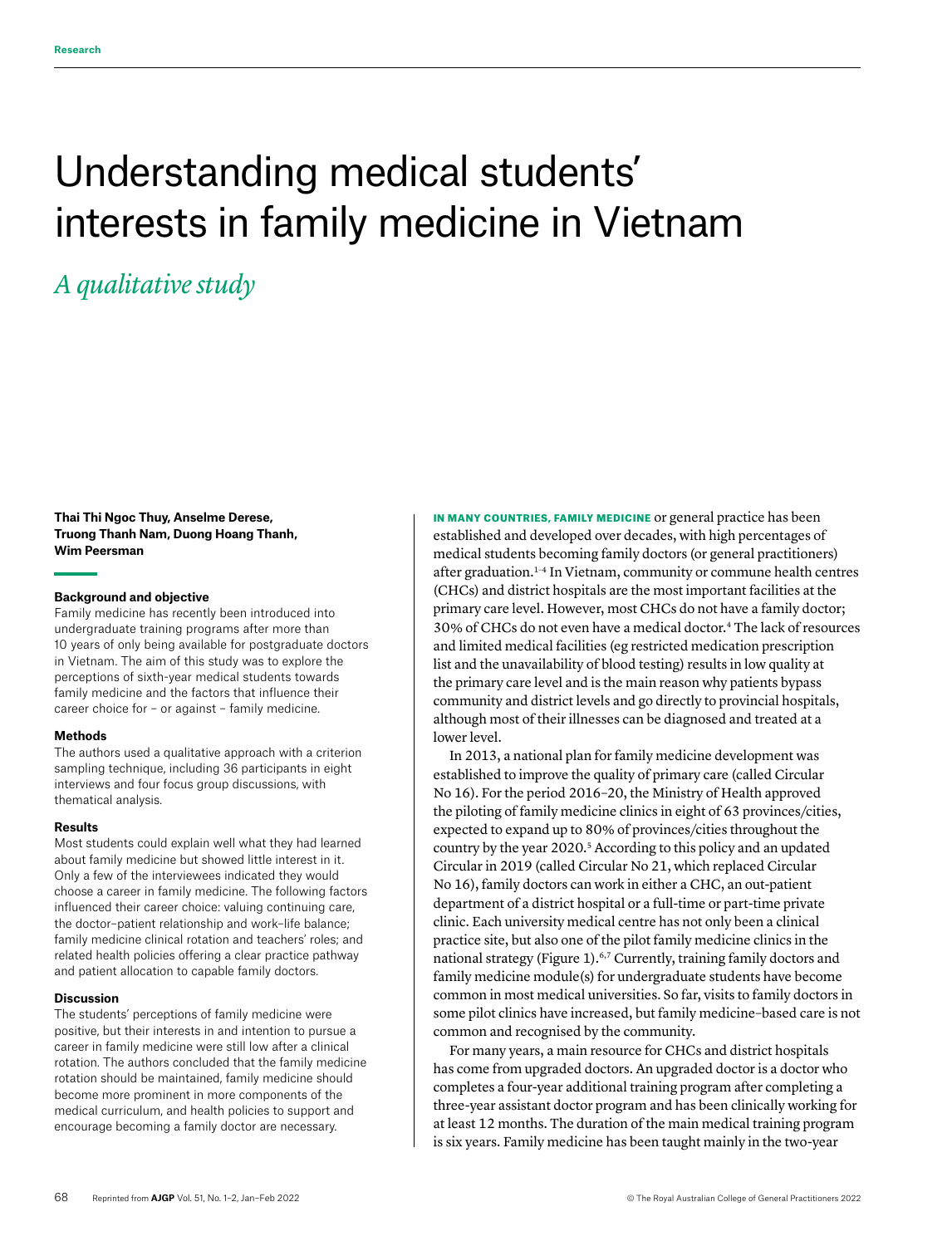# Understanding medical students' interests in family medicine in Vietnam

## *A qualitative study*

**Thai Thi Ngoc Thuy, Anselme Derese, Truong Thanh Nam, Duong Hoang Thanh, Wim Peersman**

### Background and objective

Family medicine has recently been introduced into undergraduate training programs after more than 10 years of only being available for postgraduate doctors in Vietnam. The aim of this study was to explore the perceptions of sixth-year medical students towards family medicine and the factors that influence their career choice for – or against – family medicine.

### Methods

The authors used a qualitative approach with a criterion sampling technique, including 36 participants in eight interviews and four focus group discussions, with thematical analysis.

### Results

Most students could explain well what they had learned about family medicine but showed little interest in it. Only a few of the interviewees indicated they would choose a career in family medicine. The following factors influenced their career choice: valuing continuing care, the doctor–patient relationship and work–life balance; family medicine clinical rotation and teachers' roles; and related health policies offering a clear practice pathway and patient allocation to capable family doctors.

### Discussion

The students' perceptions of family medicine were positive, but their interests in and intention to pursue a career in family medicine were still low after a clinical rotation. The authors concluded that the family medicine rotation should be maintained, family medicine should become more prominent in more components of the medical curriculum, and health policies to support and encourage becoming a family doctor are necessary.

**IN MANY COUNTRIES, FAMILY MEDICINE** or general practice has been established and developed over decades, with high percentages of medical students becoming family doctors (or general practitioners) after graduation.[1–4] In Vietnam, community or commune health centres (CHCs) and district hospitals are the most important facilities at the primary care level. However, most CHCs do not have a family doctor; 30% of CHCs do not even have a medical doctor.[4] The lack of resources and limited medical facilities (eg restricted medication prescription list and the unavailability of blood testing) results in low quality at the primary care level and is the main reason why patients bypass community and district levels and go directly to provincial hospitals, although most of their illnesses can be diagnosed and treated at a lower level.

In 2013, a national plan for family medicine development was established to improve the quality of primary care (called Circular No 16). For the period 2016–20, the Ministry of Health approved the piloting of family medicine clinics in eight of 63 provinces/cities, expected to expand up to 80% of provinces/cities throughout the country by the year 2020.[5] According to this policy and an updated Circular in 2019 (called Circular No 21, which replaced Circular No 16), family doctors can work in either a CHC, an out-patient department of a district hospital or a full-time or part-time private clinic. Each university medical centre has not only been a clinical practice site, but also one of the pilot family medicine clinics in the national strategy (Figure 1).[6,7] Currently, training family doctors and family medicine module(s) for undergraduate students have become common in most medical universities. So far, visits to family doctors in some pilot clinics have increased, but family medicine–based care is not common and recognised by the community.

For many years, a main resource for CHCs and district hospitals has come from upgraded doctors. An upgraded doctor is a doctor who completes a four-year additional training program after completing a three-year assistant doctor program and has been clinically working for at least 12 months. The duration of the main medical training program is six years. Family medicine has been taught mainly in the two-year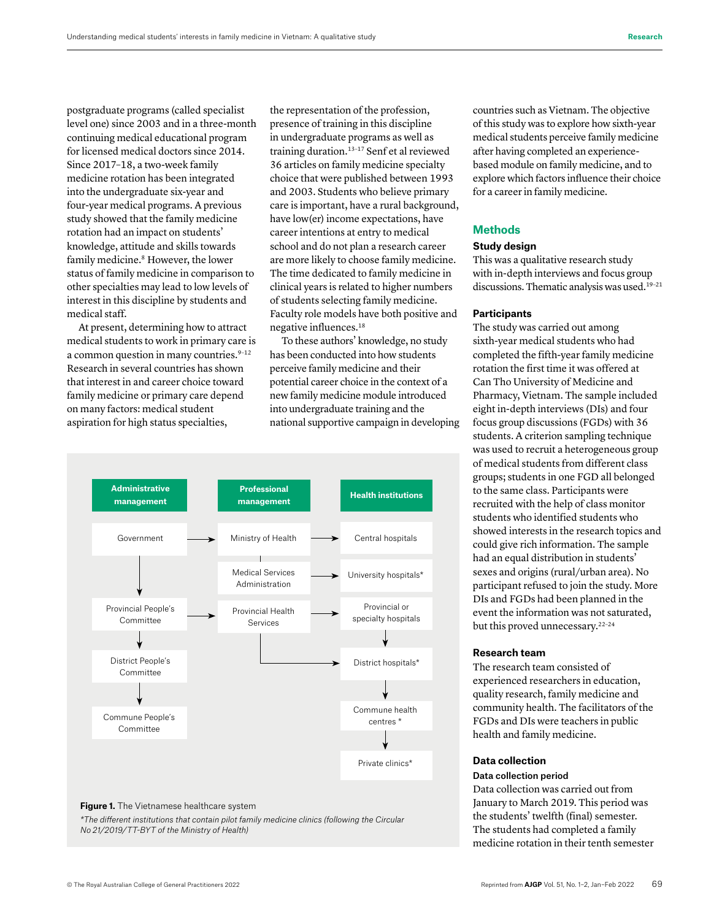postgraduate programs (called specialist level one) since 2003 and in a three-month continuing medical educational program for licensed medical doctors since 2014. Since 2017–18, a two-week family medicine rotation has been integrated into the undergraduate six-year and four-year medical programs. A previous study showed that the family medicine rotation had an impact on students' knowledge, attitude and skills towards family medicine.[8] However, the lower status of family medicine in comparison to other specialties may lead to low levels of interest in this discipline by students and medical staff.

At present, determining how to attract medical students to work in primary care is a common question in many countries.[9–12] Research in several countries has shown that interest in and career choice toward family medicine or primary care depend on many factors: medical student aspiration for high status specialties, the representation of the profession, presence of training in this discipline in undergraduate programs as well as training duration.[13–17] Senf et al reviewed 36 articles on family medicine specialty choice that were published between 1993 and 2003. Students who believe primary care is important, have a rural background, have low(er) income expectations, have career intentions at entry to medical school and do not plan a research career are more likely to choose family medicine. The time dedicated to family medicine in clinical years is related to higher numbers of students selecting family medicine. Faculty role models have both positive and negative influences.[18]

To these authors' knowledge, no study has been conducted into how students perceive family medicine and their potential career choice in the context of a new family medicine module introduced into undergraduate training and the national supportive campaign in developing countries such as Vietnam. The objective of this study was to explore how sixth-year medical students perceive family medicine after having completed an experience-based module on family medicine, and to explore which factors influence their choice for a career in family medicine.

| Administrative management | Professional management | Health institutions |
|---|---|---|
| Government | Ministry of Health | Central hospitals |
| | Medical Services Administration | University hospitals* |
| Provincial People's Committee | Provincial Health Services | Provincial or specialty hospitals |
| District People's Committee | | District hospitals* |
| Commune People's Committee | | Commune health centres * |
| | | Private clinics* |

**Figure 1.** The Vietnamese healthcare system

*\*The different institutions that contain pilot family medicine clinics (following the Circular No 21/2019/TT-BYT of the Ministry of Health)*

## Methods

### Study design

This was a qualitative research study with in-depth interviews and focus group discussions. Thematic analysis was used.[19–21]

### Participants

The study was carried out among sixth-year medical students who had completed the fifth-year family medicine rotation the first time it was offered at Can Tho University of Medicine and Pharmacy, Vietnam. The sample included eight in-depth interviews (DIs) and four focus group discussions (FGDs) with 36 students. A criterion sampling technique was used to recruit a heterogeneous group of medical students from different class groups; students in one FGD all belonged to the same class. Participants were recruited with the help of class monitor students who identified students who showed interests in the research topics and could give rich information. The sample had an equal distribution in students' sexes and origins (rural/urban area). No participant refused to join the study. More DIs and FGDs had been planned in the event the information was not saturated, but this proved unnecessary.[22–24]

### Research team

The research team consisted of experienced researchers in education, quality research, family medicine and community health. The facilitators of the FGDs and DIs were teachers in public health and family medicine.

### Data collection

#### Data collection period

Data collection was carried out from January to March 2019. This period was the students' twelfth (final) semester. The students had completed a family medicine rotation in their tenth semester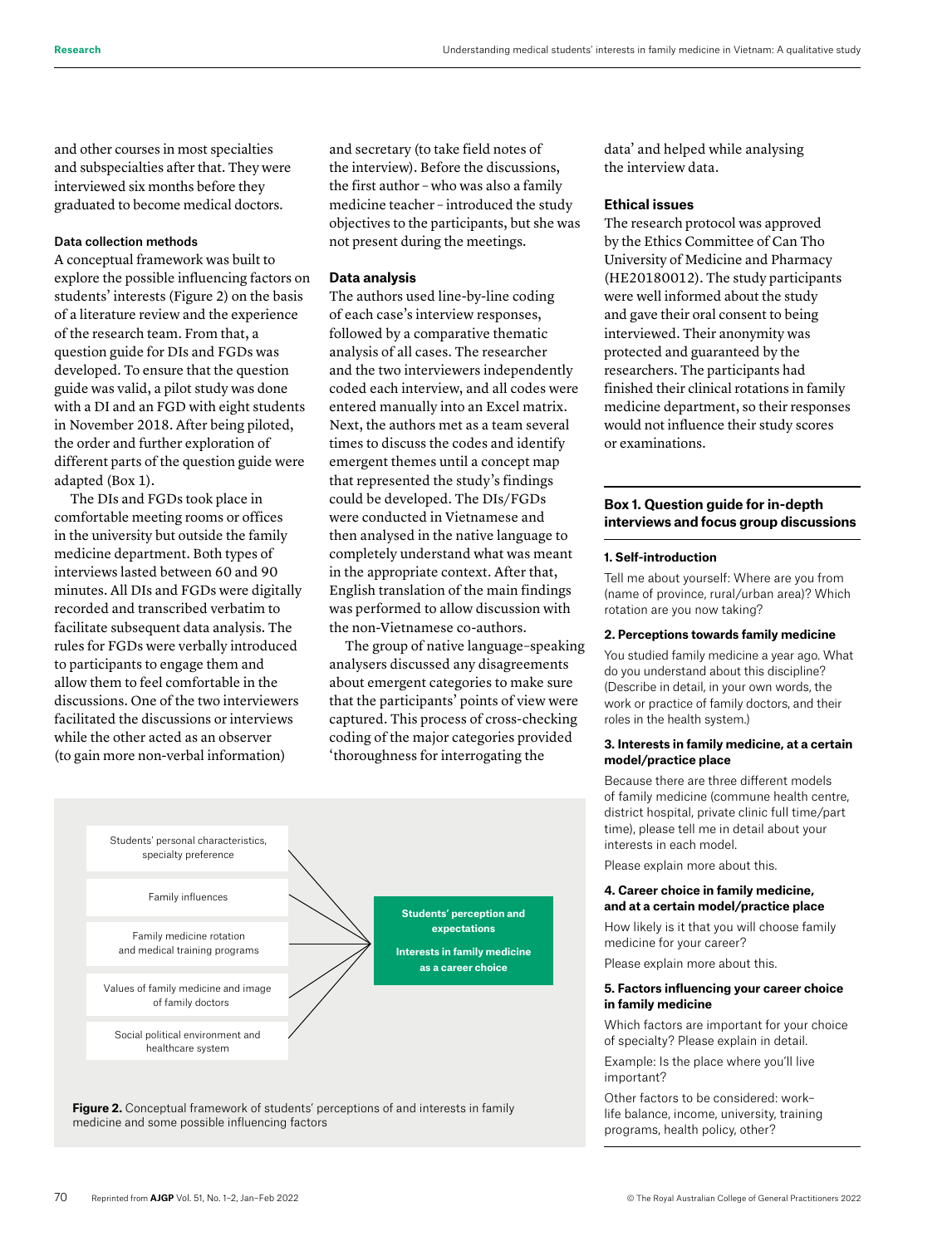and other courses in most specialties and subspecialties after that. They were interviewed six months before they graduated to become medical doctors.

#### Data collection methods

A conceptual framework was built to explore the possible influencing factors on students' interests (Figure 2) on the basis of a literature review and the experience of the research team. From that, a question guide for DIs and FGDs was developed. To ensure that the question guide was valid, a pilot study was done with a DI and an FGD with eight students in November 2018. After being piloted, the order and further exploration of different parts of the question guide were adapted (Box 1).

The DIs and FGDs took place in comfortable meeting rooms or offices in the university but outside the family medicine department. Both types of interviews lasted between 60 and 90 minutes. All DIs and FGDs were digitally recorded and transcribed verbatim to facilitate subsequent data analysis. The rules for FGDs were verbally introduced to participants to engage them and allow them to feel comfortable in the discussions. One of the two interviewers facilitated the discussions or interviews while the other acted as an observer (to gain more non-verbal information) and secretary (to take field notes of the interview). Before the discussions, the first author – who was also a family medicine teacher – introduced the study objectives to the participants, but she was not present during the meetings.

### Data analysis

The authors used line-by-line coding of each case's interview responses, followed by a comparative thematic analysis of all cases. The researcher and the two interviewers independently coded each interview, and all codes were entered manually into an Excel matrix. Next, the authors met as a team several times to discuss the codes and identify emergent themes until a concept map that represented the study's findings could be developed. The DIs/FGDs were conducted in Vietnamese and then analysed in the native language to completely understand what was meant in the appropriate context. After that, English translation of the main findings was performed to allow discussion with the non-Vietnamese co-authors.

The group of native language–speaking analysers discussed any disagreements about emergent categories to make sure that the participants' points of view were captured. This process of cross-checking coding of the major categories provided 'thoroughness for interrogating the data' and helped while analysing the interview data.

### Ethical issues

The research protocol was approved by the Ethics Committee of Can Tho University of Medicine and Pharmacy (HE20180012). The study participants were well informed about the study and gave their oral consent to being interviewed. Their anonymity was protected and guaranteed by the researchers. The participants had finished their clinical rotations in family medicine department, so their responses would not influence their study scores or examinations.

Students' personal characteristics, specialty preference

Family influences

Family medicine rotation and medical training programs

Values of family medicine and image of family doctors

Social political environment and healthcare system

→ **Students' perception and expectations**

**Interests in family medicine as a career choice**

**Figure 2.** Conceptual framework of students' perceptions of and interests in family medicine and some possible influencing factors

### Box 1. Question guide for in-depth interviews and focus group discussions

**1. Self-introduction**

Tell me about yourself: Where are you from (name of province, rural/urban area)? Which rotation are you now taking?

**2. Perceptions towards family medicine**

You studied family medicine a year ago. What do you understand about this discipline? (Describe in detail, in your own words, the work or practice of family doctors, and their roles in the health system.)

**3. Interests in family medicine, at a certain model/practice place**

Because there are three different models of family medicine (commune health centre, district hospital, private clinic full time/part time), please tell me in detail about your interests in each model.

Please explain more about this.

**4. Career choice in family medicine, and at a certain model/practice place**

How likely is it that you will choose family medicine for your career?

Please explain more about this.

**5. Factors influencing your career choice in family medicine**

Which factors are important for your choice of specialty? Please explain in detail.

Example: Is the place where you'll live important?

Other factors to be considered: work–life balance, income, university, training programs, health policy, other?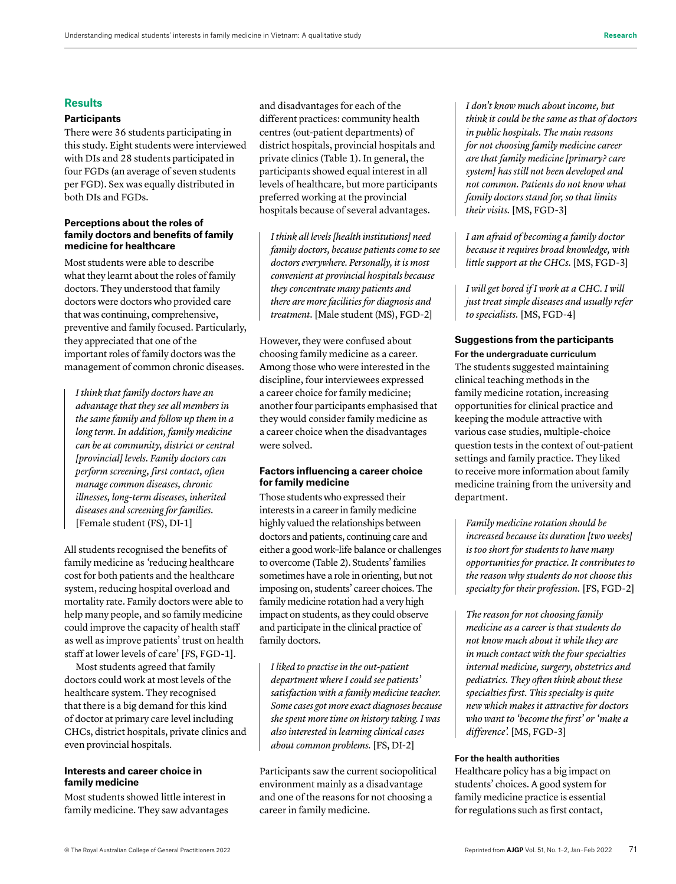## Results

### Participants

There were 36 students participating in this study. Eight students were interviewed with DIs and 28 students participated in four FGDs (an average of seven students per FGD). Sex was equally distributed in both DIs and FGDs.

### Perceptions about the roles of family doctors and benefits of family medicine for healthcare

Most students were able to describe what they learnt about the roles of family doctors. They understood that family doctors were doctors who provided care that was continuing, comprehensive, preventive and family focused. Particularly, they appreciated that one of the important roles of family doctors was the management of common chronic diseases.

> *I think that family doctors have an advantage that they see all members in the same family and follow up them in a long term. In addition, family medicine can be at community, district or central [provincial] levels. Family doctors can perform screening, first contact, often manage common diseases, chronic illnesses, long-term diseases, inherited diseases and screening for families.* [Female student (FS), DI-1]

All students recognised the benefits of family medicine as 'reducing healthcare cost for both patients and the healthcare system, reducing hospital overload and mortality rate. Family doctors were able to help many people, and so family medicine could improve the capacity of health staff as well as improve patients' trust on health staff at lower levels of care' [FS, FGD-1].

Most students agreed that family doctors could work at most levels of the healthcare system. They recognised that there is a big demand for this kind of doctor at primary care level including CHCs, district hospitals, private clinics and even provincial hospitals.

### Interests and career choice in family medicine

Most students showed little interest in family medicine. They saw advantages and disadvantages for each of the different practices: community health centres (out-patient departments) of district hospitals, provincial hospitals and private clinics (Table 1). In general, the participants showed equal interest in all levels of healthcare, but more participants preferred working at the provincial hospitals because of several advantages.

> *I think all levels [health institutions] need family doctors, because patients come to see doctors everywhere. Personally, it is most convenient at provincial hospitals because they concentrate many patients and there are more facilities for diagnosis and treatment.* [Male student (MS), FGD-2]

However, they were confused about choosing family medicine as a career. Among those who were interested in the discipline, four interviewees expressed a career choice for family medicine; another four participants emphasised that they would consider family medicine as a career choice when the disadvantages were solved.

### Factors influencing a career choice for family medicine

Those students who expressed their interests in a career in family medicine highly valued the relationships between doctors and patients, continuing care and either a good work–life balance or challenges to overcome (Table 2). Students' families sometimes have a role in orienting, but not imposing on, students' career choices. The family medicine rotation had a very high impact on students, as they could observe and participate in the clinical practice of family doctors.

> *I liked to practise in the out-patient department where I could see patients' satisfaction with a family medicine teacher. Some cases got more exact diagnoses because she spent more time on history taking. I was also interested in learning clinical cases about common problems.* [FS, DI-2]

Participants saw the current sociopolitical environment mainly as a disadvantage and one of the reasons for not choosing a career in family medicine.

> *I don't know much about income, but think it could be the same as that of doctors in public hospitals. The main reasons for not choosing family medicine career are that family medicine [primary? care system] has still not been developed and not common. Patients do not know what family doctors stand for, so that limits their visits.* [MS, FGD-3]

> *I am afraid of becoming a family doctor because it requires broad knowledge, with little support at the CHCs.* [MS, FGD-3]

> *I will get bored if I work at a CHC. I will just treat simple diseases and usually refer to specialists.* [MS, FGD-4]

### Suggestions from the participants

#### For the undergraduate curriculum

The students suggested maintaining clinical teaching methods in the family medicine rotation, increasing opportunities for clinical practice and keeping the module attractive with various case studies, multiple-choice question tests in the context of out-patient settings and family practice. They liked to receive more information about family medicine training from the university and department.

> *Family medicine rotation should be increased because its duration [two weeks] is too short for students to have many opportunities for practice. It contributes to the reason why students do not choose this specialty for their profession.* [FS, FGD-2]

> *The reason for not choosing family medicine as a career is that students do not know much about it while they are in much contact with the four specialties internal medicine, surgery, obstetrics and pediatrics. They often think about these specialties first. This specialty is quite new which makes it attractive for doctors who want to 'become the first' or 'make a difference'.* [MS, FGD-3]

#### For the health authorities

Healthcare policy has a big impact on students' choices. A good system for family medicine practice is essential for regulations such as first contact,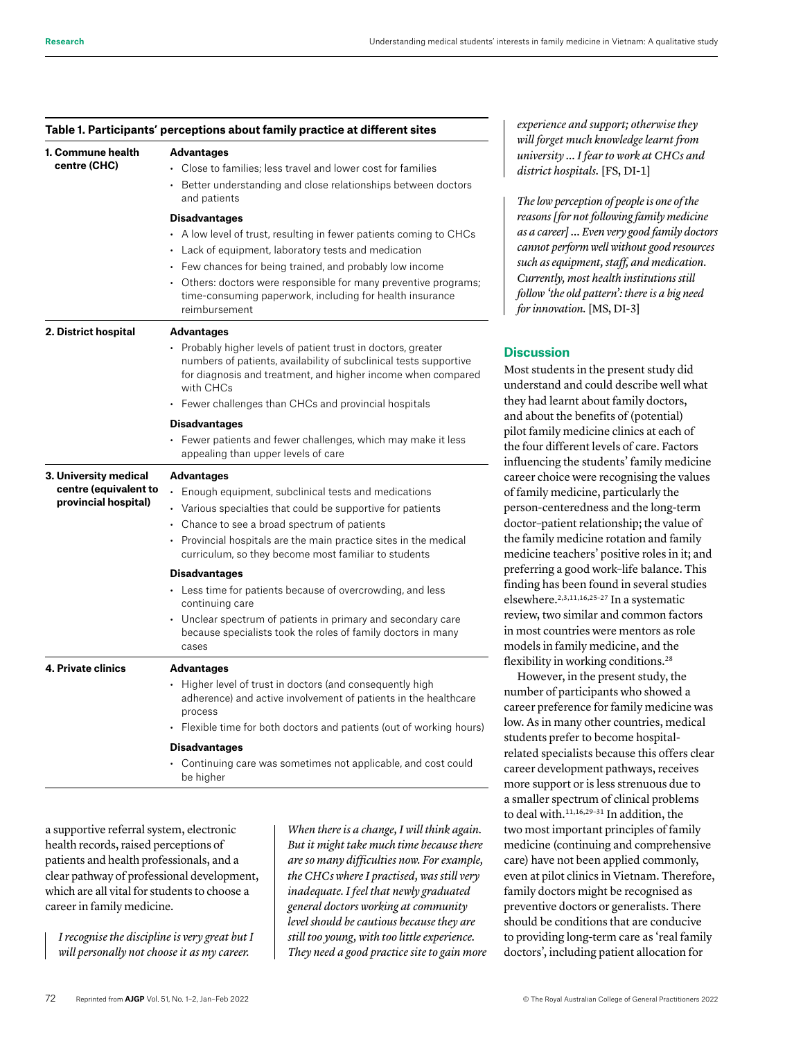**Table 1. Participants' perceptions about family practice at different sites**

| Site | Perceptions |
|---|---|
| **1. Commune health centre (CHC)** | **Advantages**<br>• Close to families; less travel and lower cost for families<br>• Better understanding and close relationships between doctors and patients<br>**Disadvantages**<br>• A low level of trust, resulting in fewer patients coming to CHCs<br>• Lack of equipment, laboratory tests and medication<br>• Few chances for being trained, and probably low income<br>• Others: doctors were responsible for many preventive programs; time-consuming paperwork, including for health insurance reimbursement |
| **2. District hospital** | **Advantages**<br>• Probably higher levels of patient trust in doctors, greater numbers of patients, availability of subclinical tests supportive for diagnosis and treatment, and higher income when compared with CHCs<br>• Fewer challenges than CHCs and provincial hospitals<br>**Disadvantages**<br>• Fewer patients and fewer challenges, which may make it less appealing than upper levels of care |
| **3. University medical centre (equivalent to provincial hospital)** | **Advantages**<br>• Enough equipment, subclinical tests and medications<br>• Various specialties that could be supportive for patients<br>• Chance to see a broad spectrum of patients<br>• Provincial hospitals are the main practice sites in the medical curriculum, so they become most familiar to students<br>**Disadvantages**<br>• Less time for patients because of overcrowding, and less continuing care<br>• Unclear spectrum of patients in primary and secondary care because specialists took the roles of family doctors in many cases |
| **4. Private clinics** | **Advantages**<br>• Higher level of trust in doctors (and consequently high adherence) and active involvement of patients in the healthcare process<br>• Flexible time for both doctors and patients (out of working hours)<br>**Disadvantages**<br>• Continuing care was sometimes not applicable, and cost could be higher |

a supportive referral system, electronic health records, raised perceptions of patients and health professionals, and a clear pathway of professional development, which are all vital for students to choose a career in family medicine.

> *I recognise the discipline is very great but I will personally not choose it as my career. When there is a change, I will think again. But it might take much time because there are so many difficulties now. For example, the CHCs where I practised, was still very inadequate. I feel that newly graduated general doctors working at community level should be cautious because they are still too young, with too little experience. They need a good practice site to gain more experience and support; otherwise they will forget much knowledge learnt from university ... I fear to work at CHCs and district hospitals.* [FS, DI-1]

> *The low perception of people is one of the reasons [for not following family medicine as a career] ... Even very good family doctors cannot perform well without good resources such as equipment, staff, and medication. Currently, most health institutions still follow 'the old pattern': there is a big need for innovation.* [MS, DI-3]

## Discussion

Most students in the present study did understand and could describe well what they had learnt about family doctors, and about the benefits of (potential) pilot family medicine clinics at each of the four different levels of care. Factors influencing the students' family medicine career choice were recognising the values of family medicine, particularly the person-centeredness and the long-term doctor–patient relationship; the value of the family medicine rotation and family medicine teachers' positive roles in it; and preferring a good work–life balance. This finding has been found in several studies elsewhere.[2,3,11,16,25–27] In a systematic review, two similar and common factors in most countries were mentors as role models in family medicine, and the flexibility in working conditions.[28]

However, in the present study, the number of participants who showed a career preference for family medicine was low. As in many other countries, medical students prefer to become hospital-related specialists because this offers clear career development pathways, receives more support or is less strenuous due to a smaller spectrum of clinical problems to deal with.[11,16,29–31] In addition, the two most important principles of family medicine (continuing and comprehensive care) have not been applied commonly, even at pilot clinics in Vietnam. Therefore, family doctors might be recognised as preventive doctors or generalists. There should be conditions that are conducive to providing long-term care as 'real family doctors', including patient allocation for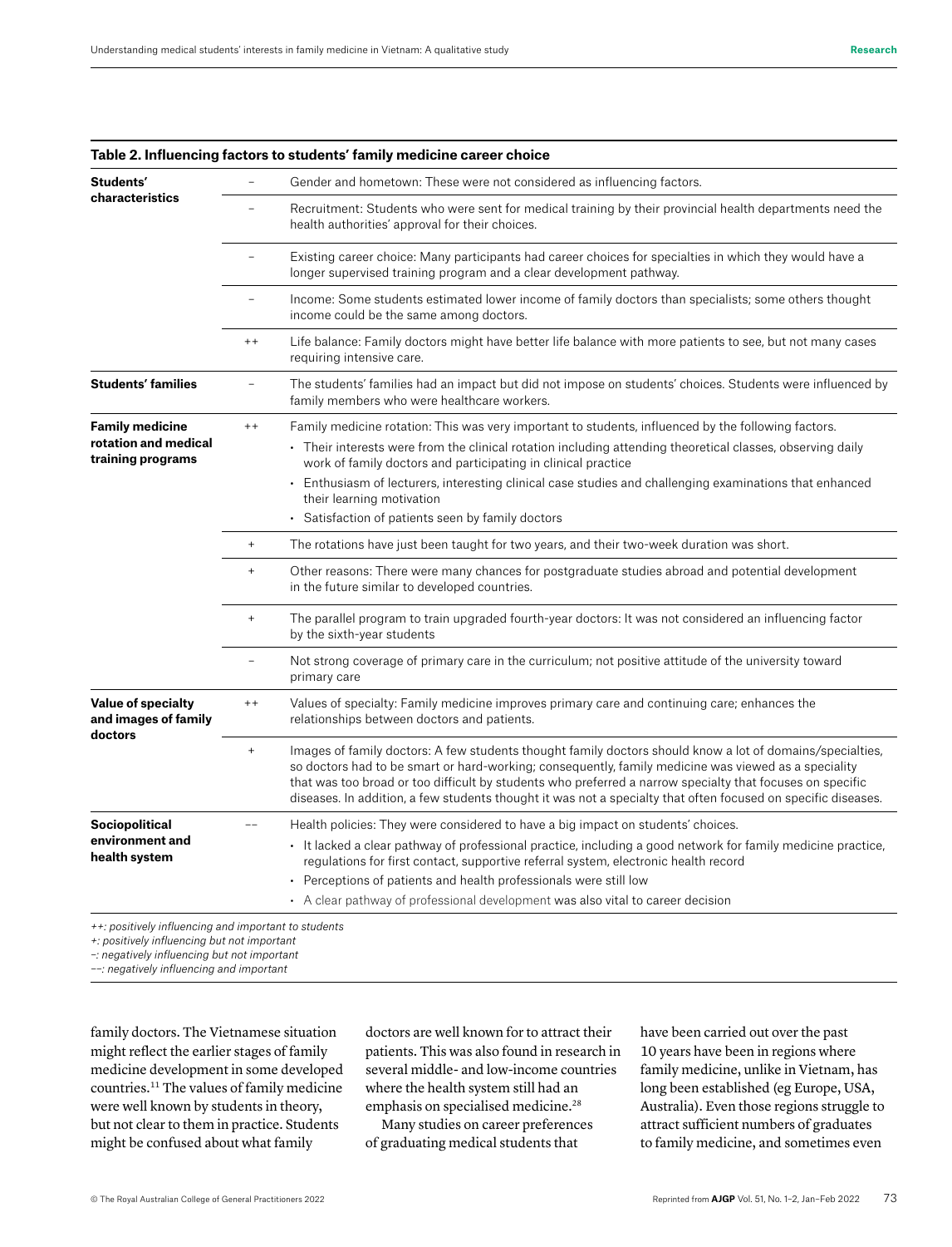**Table 2. Influencing factors to students' family medicine career choice**

| | | |
|---|---|---|
| **Students' characteristics** | – | Gender and hometown: These were not considered as influencing factors. |
| | – | Recruitment: Students who were sent for medical training by their provincial health departments need the health authorities' approval for their choices. |
| | – | Existing career choice: Many participants had career choices for specialties in which they would have a longer supervised training program and a clear development pathway. |
| | – | Income: Some students estimated lower income of family doctors than specialists; some others thought income could be the same among doctors. |
| | ++ | Life balance: Family doctors might have better life balance with more patients to see, but not many cases requiring intensive care. |
| **Students' families** | – | The students' families had an impact but did not impose on students' choices. Students were influenced by family members who were healthcare workers. |
| **Family medicine rotation and medical training programs** | ++ | Family medicine rotation: This was very important to students, influenced by the following factors.<br>• Their interests were from the clinical rotation including attending theoretical classes, observing daily work of family doctors and participating in clinical practice<br>• Enthusiasm of lecturers, interesting clinical case studies and challenging examinations that enhanced their learning motivation<br>• Satisfaction of patients seen by family doctors |
| | + | The rotations have just been taught for two years, and their two-week duration was short. |
| | + | Other reasons: There were many chances for postgraduate studies abroad and potential development in the future similar to developed countries. |
| | + | The parallel program to train upgraded fourth-year doctors: It was not considered an influencing factor by the sixth-year students |
| | – | Not strong coverage of primary care in the curriculum; not positive attitude of the university toward primary care |
| **Value of specialty and images of family doctors** | ++ | Values of specialty: Family medicine improves primary care and continuing care; enhances the relationships between doctors and patients. |
| | + | Images of family doctors: A few students thought family doctors should know a lot of domains/specialties, so doctors had to be smart or hard-working; consequently, family medicine was viewed as a speciality that was too broad or too difficult by students who preferred a narrow specialty that focuses on specific diseases. In addition, a few students thought it was not a specialty that often focused on specific diseases. |
| **Sociopolitical environment and health system** | –– | Health policies: They were considered to have a big impact on students' choices.<br>• It lacked a clear pathway of professional practice, including a good network for family medicine practice, regulations for first contact, supportive referral system, electronic health record<br>• Perceptions of patients and health professionals were still low<br>• A clear pathway of professional development was also vital to career decision |

*++: positively influencing and important to students*
*+: positively influencing but not important*
*–: negatively influencing but not important*
*––: negatively influencing and important*

family doctors. The Vietnamese situation might reflect the earlier stages of family medicine development in some developed countries.[11] The values of family medicine were well known by students in theory, but not clear to them in practice. Students might be confused about what family doctors are well known for to attract their patients. This was also found in research in several middle- and low-income countries where the health system still had an emphasis on specialised medicine.[28]

Many studies on career preferences of graduating medical students that have been carried out over the past 10 years have been in regions where family medicine, unlike in Vietnam, has long been established (eg Europe, USA, Australia). Even those regions struggle to attract sufficient numbers of graduates to family medicine, and sometimes even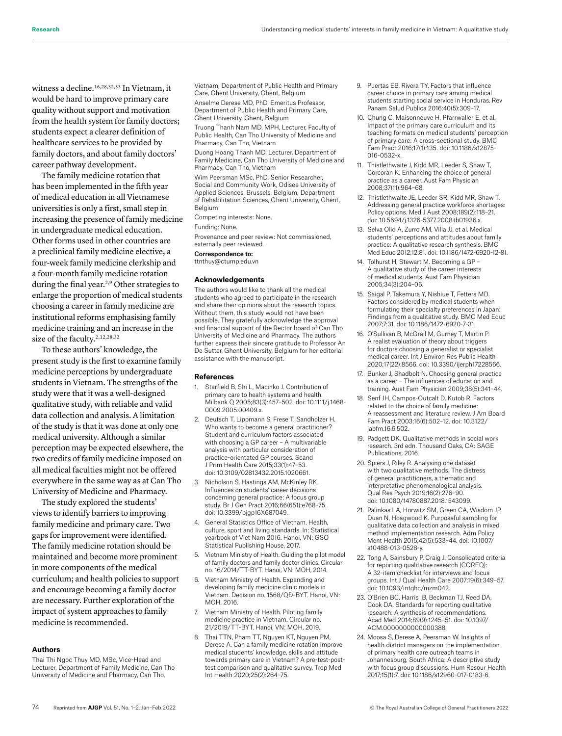witness a decline.[16,28,32,33] In Vietnam, it would be hard to improve primary care quality without support and motivation from the health system for family doctors; students expect a clearer definition of healthcare services to be provided by family doctors, and about family doctors' career pathway development.

The family medicine rotation that has been implemented in the fifth year of medical education in all Vietnamese universities is only a first, small step in increasing the presence of family medicine in undergraduate medical education. Other forms used in other countries are a preclinical family medicine elective, a four-week family medicine clerkship and a four-month family medicine rotation during the final year.[2,9] Other strategies to enlarge the proportion of medical students choosing a career in family medicine are institutional reforms emphasising family medicine training and an increase in the size of the faculty.[2,12,28,32]

To these authors' knowledge, the present study is the first to examine family medicine perceptions by undergraduate students in Vietnam. The strengths of the study were that it was a well-designed qualitative study, with reliable and valid data collection and analysis. A limitation of the study is that it was done at only one medical university. Although a similar perception may be expected elsewhere, the two credits of family medicine imposed on all medical faculties might not be offered everywhere in the same way as at Can Tho University of Medicine and Pharmacy.

The study explored the students' views to identify barriers to improving family medicine and primary care. Two gaps for improvement were identified. The family medicine rotation should be maintained and become more prominent in more components of the medical curriculum; and health policies to support and encourage becoming a family doctor are necessary. Further exploration of the impact of system approaches to family medicine is recommended.

## Authors

Thai Thi Ngoc Thuy MD, MSc, Vice-Head and Lecturer, Department of Family Medicine, Can Tho University of Medicine and Pharmacy, Can Tho, Vietnam; Department of Public Health and Primary Care, Ghent University, Ghent, Belgium

Anselme Derese MD, PhD, Emeritus Professor, Department of Public Health and Primary Care, Ghent University, Ghent, Belgium

Truong Thanh Nam MD, MPH, Lecturer, Faculty of Public Health, Can Tho University of Medicine and Pharmacy, Can Tho, Vietnam

Duong Hoang Thanh MD, Lecturer, Department of Family Medicine, Can Tho University of Medicine and Pharmacy, Can Tho, Vietnam

Wim Peersman MSc, PhD, Senior Researcher, Social and Community Work, Odisee University of Applied Sciences, Brussels, Belgium; Department of Rehabilitation Sciences, Ghent University, Ghent, Belgium

Competing interests: None.

Funding: None.

Provenance and peer review: Not commissioned, externally peer reviewed.

**Correspondence to:**
ttnthuy@ctump.edu.vn

## Acknowledgements

The authors would like to thank all the medical students who agreed to participate in the research and share their opinions about the research topics. Without them, this study would not have been possible. They gratefully acknowledge the approval and financial support of the Rector board of Can Tho University of Medicine and Pharmacy. The authors further express their sincere gratitude to Professor An De Sutter, Ghent University, Belgium for her editorial assistance with the manuscript.

## References

1. Starfield B, Shi L, Macinko J. Contribution of primary care to health systems and health. Milbank Q 2005;83(3):457–502. doi: 10.1111/j.1468-0009.2005.00409.x.
2. Deutsch T, Lippmann S, Frese T, Sandholzer H. Who wants to become a general practitioner? Student and curriculum factors associated with choosing a GP career – A multivariable analysis with particular consideration of practice-orientated GP courses. Scand J Prim Health Care 2015;33(1):47–53. doi: 10.3109/02813432.2015.1020661.
3. Nicholson S, Hastings AM, McKinley RK. Influences on students' career decisions concerning general practice: A focus group study. Br J Gen Pract 2016;66(651):e768–75. doi: 10.3399/bjgp16X687049.
4. General Statistics Office of Vietnam. Health, culture, sport and living standards. In: Statistical yearbook of Viet Nam 2016. Hanoi, VN: GSO Statistical Publishing House, 2017.
5. Vietnam Ministry of Health. Guiding the pilot model of family doctors and family doctor clinics. Circular no. 16/2014/TT-BYT. Hanoi, VN: MOH, 2014.
6. Vietnam Ministry of Health. Expanding and developing family medicine clinic models in Vietnam. Decision no. 1568/QĐ-BYT. Hanoi, VN: MOH, 2016.
7. Vietnam Ministry of Health. Piloting family medicine practice in Vietnam. Circular no. 21/2019/TT-BYT. Hanoi, VN: MOH, 2019.
8. Thai TTN, Pham TT, Nguyen KT, Nguyen PM, Derese A. Can a family medicine rotation improve medical students' knowledge, skills and attitude towards primary care in Vietnam? A pre-test-post-test comparison and qualitative survey. Trop Med Int Health 2020;25(2):264–75.
9. Puertas EB, Rivera TY. Factors that influence career choice in primary care among medical students starting social service in Honduras. Rev Panam Salud Publica 2016;40(5):309–17.
10. Chung C, Maisonneuve H, Pfarrwaller E, et al. Impact of the primary care curriculum and its teaching formats on medical students' perception of primary care: A cross-sectional study. BMC Fam Pract 2016;17(1):135. doi: 10.1186/s12875-016-0532-x.
11. Thistlethwaite J, Kidd MR, Leeder S, Shaw T, Corcoran K. Enhancing the choice of general practice as a career. Aust Fam Physician 2008;37(11):964–68.
12. Thistlethwaite JE, Leeder SR, Kidd MR, Shaw T. Addressing general practice workforce shortages: Policy options. Med J Aust 2008;189(2):118–21. doi: 10.5694/j.1326-5377.2008.tb01936.x.
13. Selva Olid A, Zurro AM, Villa JJ, et al. Medical students' perceptions and attitudes about family practice: A qualitative research synthesis. BMC Med Educ 2012;12:81. doi: 10.1186/1472-6920-12-81.
14. Tolhurst H, Stewart M. Becoming a GP – A qualitative study of the career interests of medical students. Aust Fam Physician 2005;34(3):204–06.
15. Saigal P, Takemura Y, Nishiue T, Fetters MD. Factors considered by medical students when formulating their specialty preferences in Japan: Findings from a qualitative study. BMC Med Educ 2007;7:31. doi: 10.1186/1472-6920-7-31.
16. O'Sullivan B, McGrail M, Gurney T, Martin P. A realist evaluation of theory about triggers for doctors choosing a generalist or specialist medical career. Int J Environ Res Public Health 2020;17(22):8566. doi: 10.3390/ijerph17228566.
17. Bunker J, Shadbolt N. Choosing general practice as a career – The influences of education and training. Aust Fam Physician 2009;38(5):341–44.
18. Senf JH, Campos-Outcalt D, Kutob R. Factors related to the choice of family medicine: A reassessment and literature review. J Am Board Fam Pract 2003;16(6):502–12. doi: 10.3122/jabfm.16.6.502.
19. Padgett DK. Qualitative methods in social work research. 3rd edn. Thousand Oaks, CA: SAGE Publications, 2016.
20. Spiers J, Riley R. Analysing one dataset with two qualitative methods: The distress of general practitioners, a thematic and interpretative phenomenological analysis. Qual Res Psych 2019;16(2):276–90. doi: 10.1080/14780887.2018.1543099.
21. Palinkas LA, Horwitz SM, Green CA, Wisdom JP, Duan N, Hoagwood K. Purposeful sampling for qualitative data collection and analysis in mixed method implementation research. Adm Policy Ment Health 2015;42(5):533–44. doi: 10.1007/s10488-013-0528-y.
22. Tong A, Sainsbury P, Craig J. Consolidated criteria for reporting qualitative research (COREQ): A 32-item checklist for interviews and focus groups. Int J Qual Health Care 2007;19(6):349–57. doi: 10.1093/intqhc/mzm042.
23. O'Brien BC, Harris IB, Beckman TJ, Reed DA, Cook DA. Standards for reporting qualitative research: A synthesis of recommendations. Acad Med 2014;89(9):1245–51. doi: 10.1097/ACM.0000000000000388.
24. Moosa S, Derese A, Peersman W. Insights of health district managers on the implementation of primary health care outreach teams in Johannesburg, South Africa: A descriptive study with focus group discussions. Hum Resour Health 2017;15(1):7. doi: 10.1186/s12960-017-0183-6.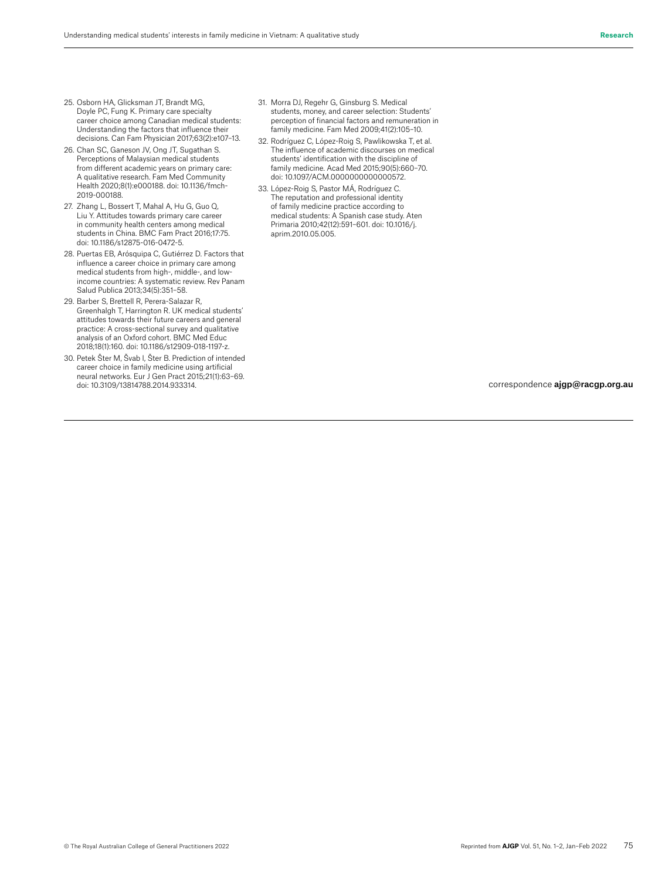25. Osborn HA, Glicksman JT, Brandt MG, Doyle PC, Fung K. Primary care specialty career choice among Canadian medical students: Understanding the factors that influence their decisions. Can Fam Physician 2017;63(2):e107–13.
26. Chan SC, Ganeson JV, Ong JT, Sugathan S. Perceptions of Malaysian medical students from different academic years on primary care: A qualitative research. Fam Med Community Health 2020;8(1):e000188. doi: 10.1136/fmch-2019-000188.
27. Zhang L, Bossert T, Mahal A, Hu G, Guo Q, Liu Y. Attitudes towards primary care career in community health centers among medical students in China. BMC Fam Pract 2016;17:75. doi: 10.1186/s12875-016-0472-5.
28. Puertas EB, Arósquipa C, Gutiérrez D. Factors that influence a career choice in primary care among medical students from high-, middle-, and low-income countries: A systematic review. Rev Panam Salud Publica 2013;34(5):351–58.
29. Barber S, Brettell R, Perera-Salazar R, Greenhalgh T, Harrington R. UK medical students' attitudes towards their future careers and general practice: A cross-sectional survey and qualitative analysis of an Oxford cohort. BMC Med Educ 2018;18(1):160. doi: 10.1186/s12909-018-1197-z.
30. Petek Šter M, Švab I, Šter B. Prediction of intended career choice in family medicine using artificial neural networks. Eur J Gen Pract 2015;21(1):63–69. doi: 10.3109/13814788.2014.933314.
31. Morra DJ, Regehr G, Ginsburg S. Medical students, money, and career selection: Students' perception of financial factors and remuneration in family medicine. Fam Med 2009;41(2):105–10.
32. Rodríguez C, López-Roig S, Pawlikowska T, et al. The influence of academic discourses on medical students' identification with the discipline of family medicine. Acad Med 2015;90(5):660–70. doi: 10.1097/ACM.0000000000000572.
33. López-Roig S, Pastor MÁ, Rodríguez C. The reputation and professional identity of family medicine practice according to medical students: A Spanish case study. Aten Primaria 2010;42(12):591–601. doi: 10.1016/j.aprim.2010.05.005.

correspondence **ajgp@racgp.org.au**